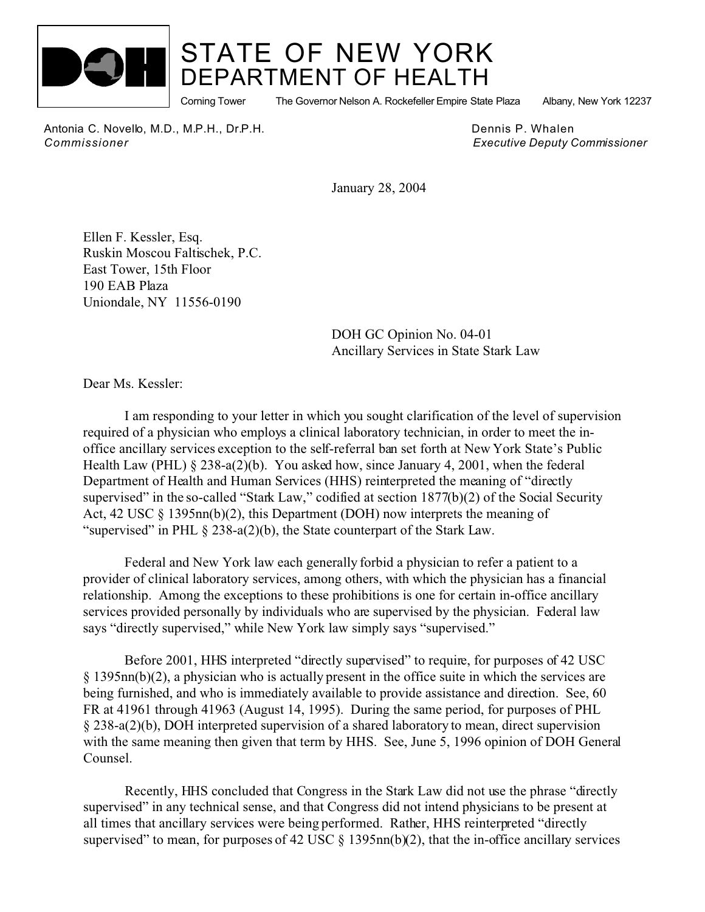# STATE OF NEW YORK
## DEPARTMENT OF HEALTH

Corning Tower The Governor Nelson A. Rockefeller Empire State Plaza Albany, New York 12237

Antonia C. Novello, M.D., M.P.H., Dr.P.H.
*Commissioner*

Dennis P. Whalen
*Executive Deputy Commissioner*

January 28, 2004

Ellen F. Kessler, Esq.
Ruskin Moscou Faltischek, P.C.
East Tower, 15th Floor
190 EAB Plaza
Uniondale, NY 11556-0190

DOH GC Opinion No. 04-01
Ancillary Services in State Stark Law

Dear Ms. Kessler:

I am responding to your letter in which you sought clarification of the level of supervision required of a physician who employs a clinical laboratory technician, in order to meet the in-office ancillary services exception to the self-referral ban set forth at New York State's Public Health Law (PHL) § 238-a(2)(b). You asked how, since January 4, 2001, when the federal Department of Health and Human Services (HHS) reinterpreted the meaning of "directly supervised" in the so-called "Stark Law," codified at section 1877(b)(2) of the Social Security Act, 42 USC § 1395nn(b)(2), this Department (DOH) now interprets the meaning of "supervised" in PHL § 238-a(2)(b), the State counterpart of the Stark Law.

Federal and New York law each generally forbid a physician to refer a patient to a provider of clinical laboratory services, among others, with which the physician has a financial relationship. Among the exceptions to these prohibitions is one for certain in-office ancillary services provided personally by individuals who are supervised by the physician. Federal law says "directly supervised," while New York law simply says "supervised."

Before 2001, HHS interpreted "directly supervised" to require, for purposes of 42 USC § 1395nn(b)(2), a physician who is actually present in the office suite in which the services are being furnished, and who is immediately available to provide assistance and direction. See, 60 FR at 41961 through 41963 (August 14, 1995). During the same period, for purposes of PHL § 238-a(2)(b), DOH interpreted supervision of a shared laboratory to mean, direct supervision with the same meaning then given that term by HHS. See, June 5, 1996 opinion of DOH General Counsel.

Recently, HHS concluded that Congress in the Stark Law did not use the phrase "directly supervised" in any technical sense, and that Congress did not intend physicians to be present at all times that ancillary services were being performed. Rather, HHS reinterpreted "directly supervised" to mean, for purposes of 42 USC § 1395nn(b)(2), that the in-office ancillary services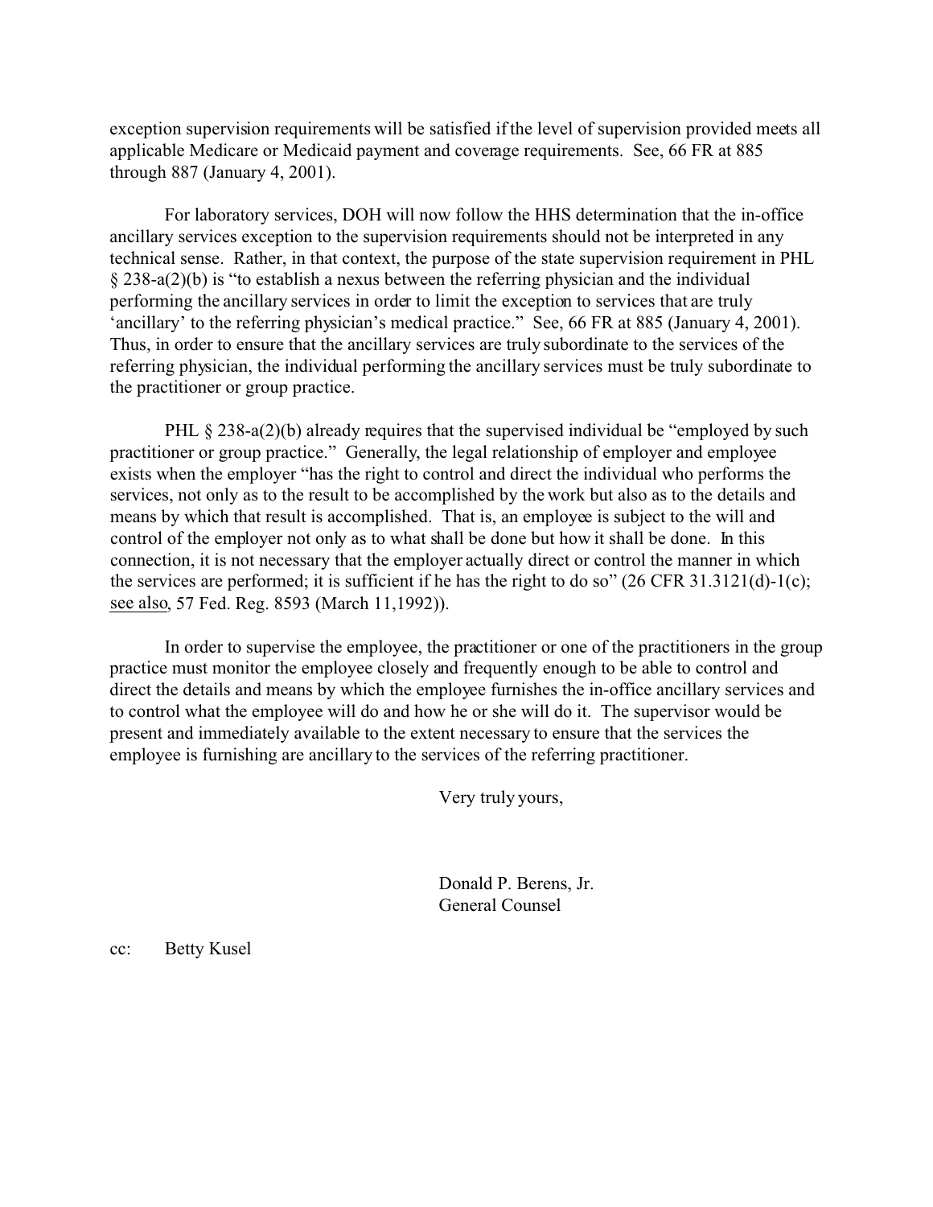exception supervision requirements will be satisfied if the level of supervision provided meets all applicable Medicare or Medicaid payment and coverage requirements. See, 66 FR at 885 through 887 (January 4, 2001).

For laboratory services, DOH will now follow the HHS determination that the in-office ancillary services exception to the supervision requirements should not be interpreted in any technical sense. Rather, in that context, the purpose of the state supervision requirement in PHL § 238-a(2)(b) is "to establish a nexus between the referring physician and the individual performing the ancillary services in order to limit the exception to services that are truly 'ancillary' to the referring physician's medical practice." See, 66 FR at 885 (January 4, 2001). Thus, in order to ensure that the ancillary services are truly subordinate to the services of the referring physician, the individual performing the ancillary services must be truly subordinate to the practitioner or group practice.

PHL § 238-a(2)(b) already requires that the supervised individual be "employed by such practitioner or group practice." Generally, the legal relationship of employer and employee exists when the employer "has the right to control and direct the individual who performs the services, not only as to the result to be accomplished by the work but also as to the details and means by which that result is accomplished. That is, an employee is subject to the will and control of the employer not only as to what shall be done but how it shall be done. In this connection, it is not necessary that the employer actually direct or control the manner in which the services are performed; it is sufficient if he has the right to do so" (26 CFR 31.3121(d)-1(c); see also, 57 Fed. Reg. 8593 (March 11,1992)).

In order to supervise the employee, the practitioner or one of the practitioners in the group practice must monitor the employee closely and frequently enough to be able to control and direct the details and means by which the employee furnishes the in-office ancillary services and to control what the employee will do and how he or she will do it. The supervisor would be present and immediately available to the extent necessary to ensure that the services the employee is furnishing are ancillary to the services of the referring practitioner.

Very truly yours,

Donald P. Berens, Jr.
General Counsel

cc: Betty Kusel